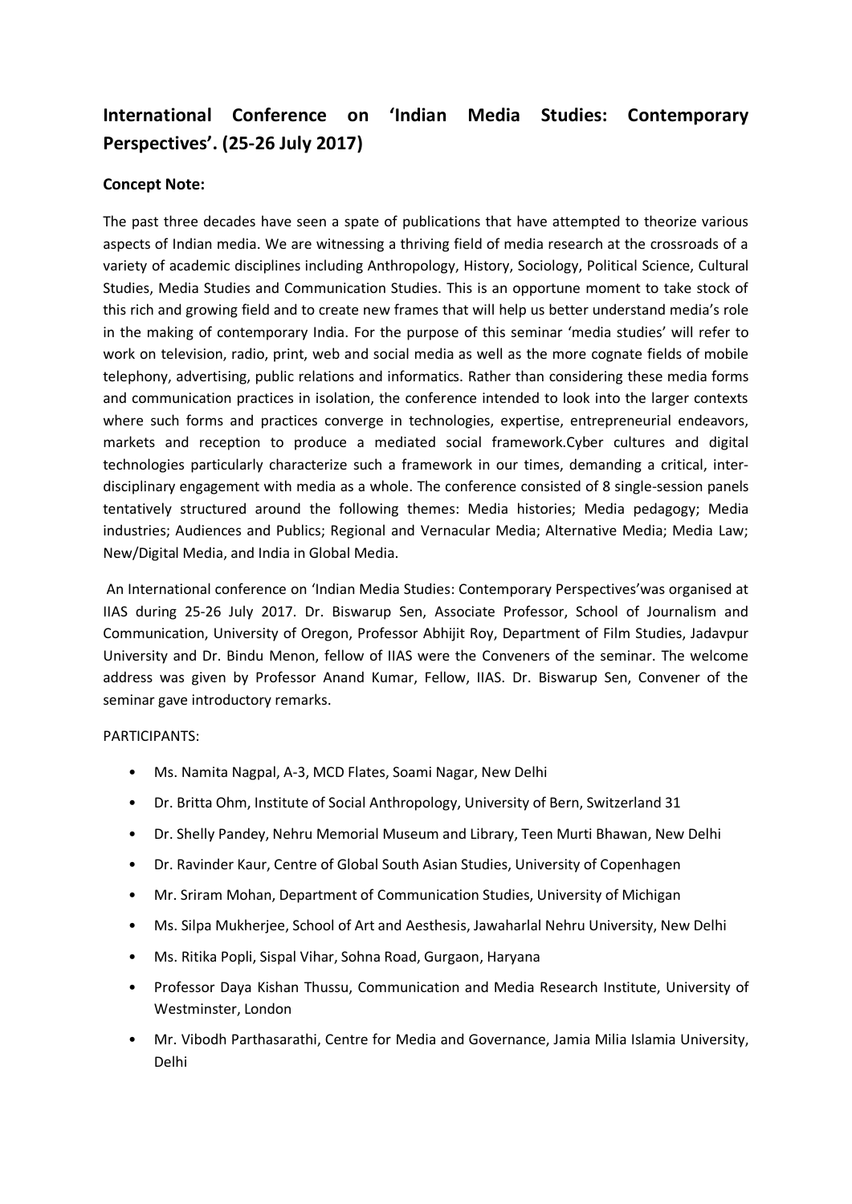## International Conference on 'Indian Media Studies: Contemporary Perspectives'. (25-26 July 2017)

**Concept Note:**

The past three decades have seen a spate of publications that have attempted to theorize various aspects of Indian media. We are witnessing a thriving field of media research at the crossroads of a variety of academic disciplines including Anthropology, History, Sociology, Political Science, Cultural Studies, Media Studies and Communication Studies. This is an opportune moment to take stock of this rich and growing field and to create new frames that will help us better understand media's role in the making of contemporary India. For the purpose of this seminar 'media studies' will refer to work on television, radio, print, web and social media as well as the more cognate fields of mobile telephony, advertising, public relations and informatics. Rather than considering these media forms and communication practices in isolation, the conference intended to look into the larger contexts where such forms and practices converge in technologies, expertise, entrepreneurial endeavors, markets and reception to produce a mediated social framework.Cyber cultures and digital technologies particularly characterize such a framework in our times, demanding a critical, inter-disciplinary engagement with media as a whole. The conference consisted of 8 single-session panels tentatively structured around the following themes: Media histories; Media pedagogy; Media industries; Audiences and Publics; Regional and Vernacular Media; Alternative Media; Media Law; New/Digital Media, and India in Global Media.

An International conference on 'Indian Media Studies: Contemporary Perspectives'was organised at IIAS during 25-26 July 2017. Dr. Biswarup Sen, Associate Professor, School of Journalism and Communication, University of Oregon, Professor Abhijit Roy, Department of Film Studies, Jadavpur University and Dr. Bindu Menon, fellow of IIAS were the Conveners of the seminar. The welcome address was given by Professor Anand Kumar, Fellow, IIAS. Dr. Biswarup Sen, Convener of the seminar gave introductory remarks.

PARTICIPANTS:

- Ms. Namita Nagpal, A-3, MCD Flates, Soami Nagar, New Delhi
- Dr. Britta Ohm, Institute of Social Anthropology, University of Bern, Switzerland 31
- Dr. Shelly Pandey, Nehru Memorial Museum and Library, Teen Murti Bhawan, New Delhi
- Dr. Ravinder Kaur, Centre of Global South Asian Studies, University of Copenhagen
- Mr. Sriram Mohan, Department of Communication Studies, University of Michigan
- Ms. Silpa Mukherjee, School of Art and Aesthesis, Jawaharlal Nehru University, New Delhi
- Ms. Ritika Popli, Sispal Vihar, Sohna Road, Gurgaon, Haryana
- Professor Daya Kishan Thussu, Communication and Media Research Institute, University of Westminster, London
- Mr. Vibodh Parthasarathi, Centre for Media and Governance, Jamia Milia Islamia University, Delhi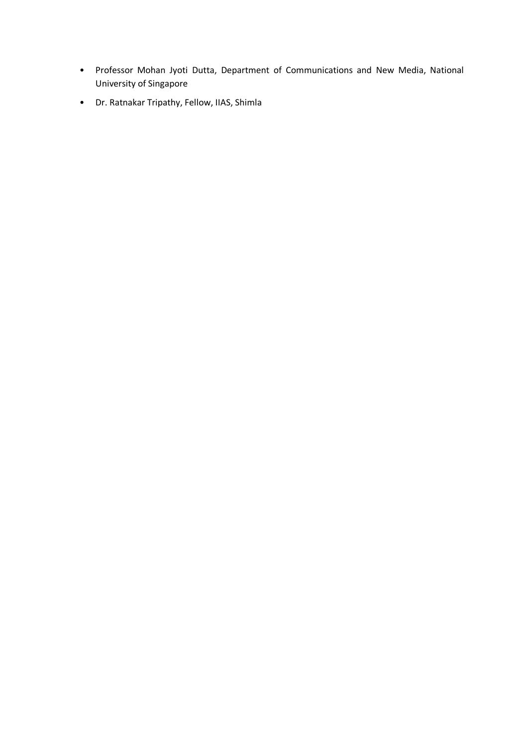- Professor Mohan Jyoti Dutta, Department of Communications and New Media, National University of Singapore
- Dr. Ratnakar Tripathy, Fellow, IIAS, Shimla